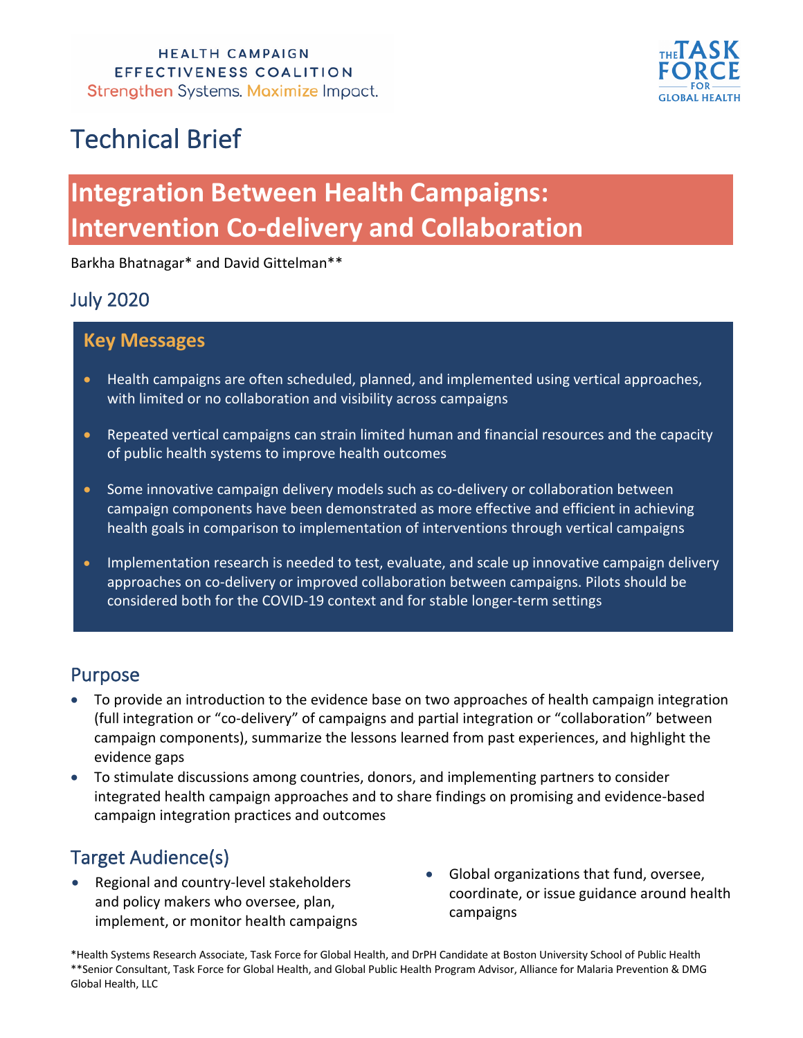HEALTH CAMPAIGN EFFECTIVENESS COALITION
Strengthen Systems. Maximize Impact.

THE TASK FORCE FOR GLOBAL HEALTH

# Technical Brief

## Integration Between Health Campaigns: Intervention Co-delivery and Collaboration

Barkha Bhatnagar* and David Gittelman**

July 2020

### Key Messages

- Health campaigns are often scheduled, planned, and implemented using vertical approaches, with limited or no collaboration and visibility across campaigns
- Repeated vertical campaigns can strain limited human and financial resources and the capacity of public health systems to improve health outcomes
- Some innovative campaign delivery models such as co-delivery or collaboration between campaign components have been demonstrated as more effective and efficient in achieving health goals in comparison to implementation of interventions through vertical campaigns
- Implementation research is needed to test, evaluate, and scale up innovative campaign delivery approaches on co-delivery or improved collaboration between campaigns. Pilots should be considered both for the COVID-19 context and for stable longer-term settings

## Purpose

- To provide an introduction to the evidence base on two approaches of health campaign integration (full integration or "co-delivery" of campaigns and partial integration or "collaboration" between campaign components), summarize the lessons learned from past experiences, and highlight the evidence gaps
- To stimulate discussions among countries, donors, and implementing partners to consider integrated health campaign approaches and to share findings on promising and evidence-based campaign integration practices and outcomes

## Target Audience(s)

- Regional and country-level stakeholders and policy makers who oversee, plan, implement, or monitor health campaigns
- Global organizations that fund, oversee, coordinate, or issue guidance around health campaigns

*Health Systems Research Associate, Task Force for Global Health, and DrPH Candidate at Boston University School of Public Health
**Senior Consultant, Task Force for Global Health, and Global Public Health Program Advisor, Alliance for Malaria Prevention & DMG Global Health, LLC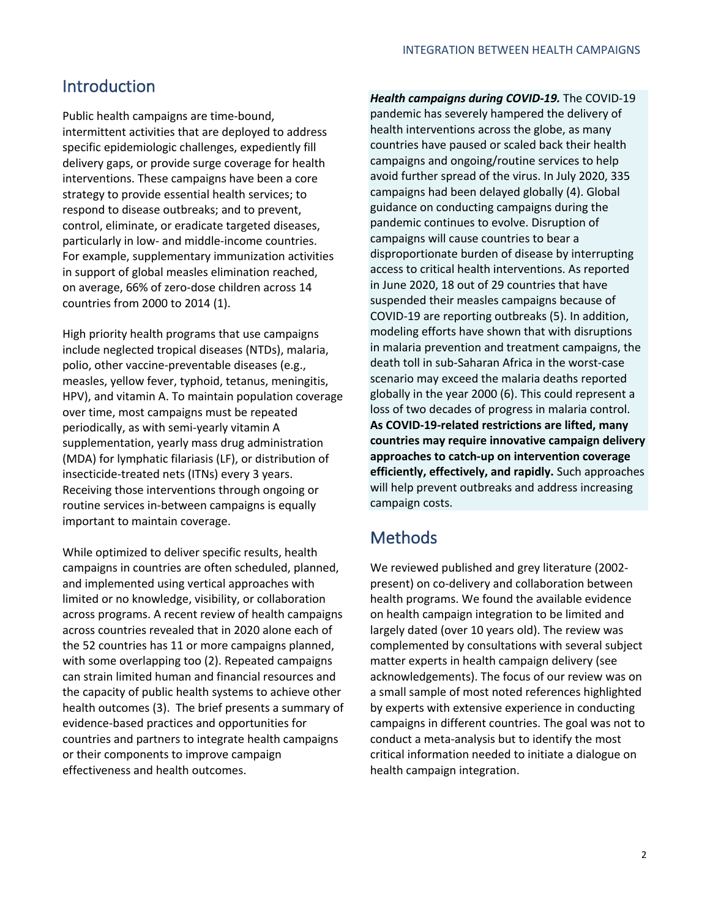## Introduction

Public health campaigns are time-bound, intermittent activities that are deployed to address specific epidemiologic challenges, expediently fill delivery gaps, or provide surge coverage for health interventions. These campaigns have been a core strategy to provide essential health services; to respond to disease outbreaks; and to prevent, control, eliminate, or eradicate targeted diseases, particularly in low- and middle-income countries. For example, supplementary immunization activities in support of global measles elimination reached, on average, 66% of zero-dose children across 14 countries from 2000 to 2014 (1).

High priority health programs that use campaigns include neglected tropical diseases (NTDs), malaria, polio, other vaccine-preventable diseases (e.g., measles, yellow fever, typhoid, tetanus, meningitis, HPV), and vitamin A. To maintain population coverage over time, most campaigns must be repeated periodically, as with semi-yearly vitamin A supplementation, yearly mass drug administration (MDA) for lymphatic filariasis (LF), or distribution of insecticide-treated nets (ITNs) every 3 years. Receiving those interventions through ongoing or routine services in-between campaigns is equally important to maintain coverage.

While optimized to deliver specific results, health campaigns in countries are often scheduled, planned, and implemented using vertical approaches with limited or no knowledge, visibility, or collaboration across programs. A recent review of health campaigns across countries revealed that in 2020 alone each of the 52 countries has 11 or more campaigns planned, with some overlapping too (2). Repeated campaigns can strain limited human and financial resources and the capacity of public health systems to achieve other health outcomes (3). The brief presents a summary of evidence-based practices and opportunities for countries and partners to integrate health campaigns or their components to improve campaign effectiveness and health outcomes.

***Health campaigns during COVID-19.*** The COVID-19 pandemic has severely hampered the delivery of health interventions across the globe, as many countries have paused or scaled back their health campaigns and ongoing/routine services to help avoid further spread of the virus. In July 2020, 335 campaigns had been delayed globally (4). Global guidance on conducting campaigns during the pandemic continues to evolve. Disruption of campaigns will cause countries to bear a disproportionate burden of disease by interrupting access to critical health interventions. As reported in June 2020, 18 out of 29 countries that have suspended their measles campaigns because of COVID-19 are reporting outbreaks (5). In addition, modeling efforts have shown that with disruptions in malaria prevention and treatment campaigns, the death toll in sub-Saharan Africa in the worst-case scenario may exceed the malaria deaths reported globally in the year 2000 (6). This could represent a loss of two decades of progress in malaria control. **As COVID-19-related restrictions are lifted, many countries may require innovative campaign delivery approaches to catch-up on intervention coverage efficiently, effectively, and rapidly.** Such approaches will help prevent outbreaks and address increasing campaign costs.

## Methods

We reviewed published and grey literature (2002-present) on co-delivery and collaboration between health programs. We found the available evidence on health campaign integration to be limited and largely dated (over 10 years old). The review was complemented by consultations with several subject matter experts in health campaign delivery (see acknowledgements). The focus of our review was on a small sample of most noted references highlighted by experts with extensive experience in conducting campaigns in different countries. The goal was not to conduct a meta-analysis but to identify the most critical information needed to initiate a dialogue on health campaign integration.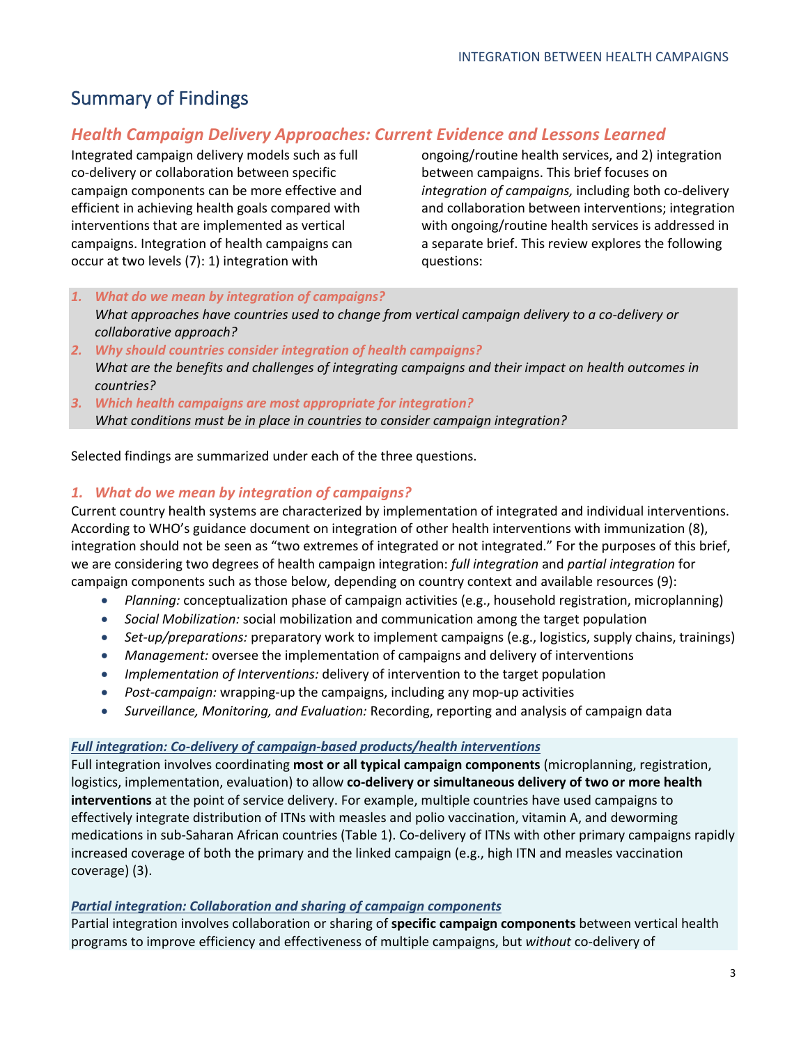# Summary of Findings

## *Health Campaign Delivery Approaches: Current Evidence and Lessons Learned*

Integrated campaign delivery models such as full co-delivery or collaboration between specific campaign components can be more effective and efficient in achieving health goals compared with interventions that are implemented as vertical campaigns. Integration of health campaigns can occur at two levels (7): 1) integration with ongoing/routine health services, and 2) integration between campaigns. This brief focuses on *integration of campaigns,* including both co-delivery and collaboration between interventions; integration with ongoing/routine health services is addressed in a separate brief. This review explores the following questions:

1. ***What do we mean by integration of campaigns?***
   *What approaches have countries used to change from vertical campaign delivery to a co-delivery or collaborative approach?*
2. ***Why should countries consider integration of health campaigns?***
   *What are the benefits and challenges of integrating campaigns and their impact on health outcomes in countries?*
3. ***Which health campaigns are most appropriate for integration?***
   *What conditions must be in place in countries to consider campaign integration?*

Selected findings are summarized under each of the three questions.

### *1. What do we mean by integration of campaigns?*

Current country health systems are characterized by implementation of integrated and individual interventions. According to WHO's guidance document on integration of other health interventions with immunization (8), integration should not be seen as "two extremes of integrated or not integrated." For the purposes of this brief, we are considering two degrees of health campaign integration: *full integration* and *partial integration* for campaign components such as those below, depending on country context and available resources (9):

- *Planning:* conceptualization phase of campaign activities (e.g., household registration, microplanning)
- *Social Mobilization:* social mobilization and communication among the target population
- *Set-up/preparations:* preparatory work to implement campaigns (e.g., logistics, supply chains, trainings)
- *Management:* oversee the implementation of campaigns and delivery of interventions
- *Implementation of Interventions:* delivery of intervention to the target population
- *Post-campaign:* wrapping-up the campaigns, including any mop-up activities
- *Surveillance, Monitoring, and Evaluation:* Recording, reporting and analysis of campaign data

#### ***Full integration: Co-delivery of campaign-based products/health interventions***

Full integration involves coordinating **most or all typical campaign components** (microplanning, registration, logistics, implementation, evaluation) to allow **co-delivery or simultaneous delivery of two or more health interventions** at the point of service delivery. For example, multiple countries have used campaigns to effectively integrate distribution of ITNs with measles and polio vaccination, vitamin A, and deworming medications in sub-Saharan African countries (Table 1). Co-delivery of ITNs with other primary campaigns rapidly increased coverage of both the primary and the linked campaign (e.g., high ITN and measles vaccination coverage) (3).

#### ***Partial integration: Collaboration and sharing of campaign components***

Partial integration involves collaboration or sharing of **specific campaign components** between vertical health programs to improve efficiency and effectiveness of multiple campaigns, but *without* co-delivery of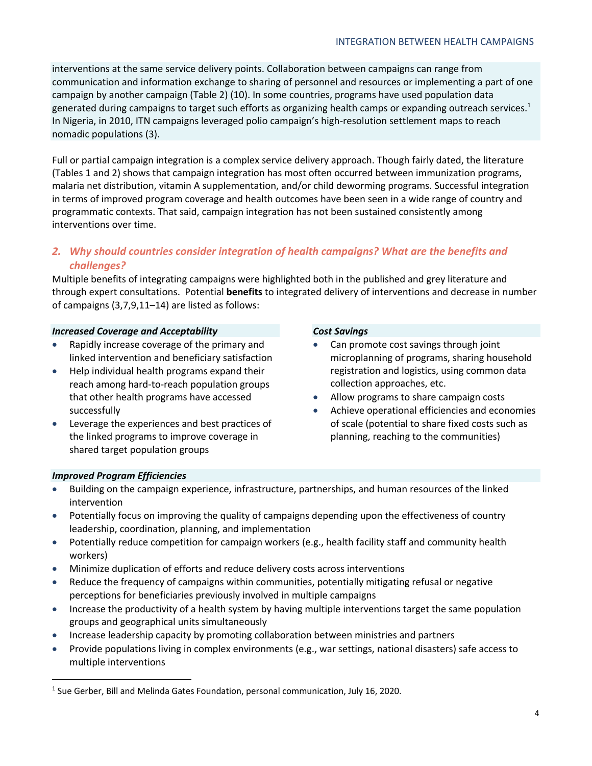interventions at the same service delivery points. Collaboration between campaigns can range from communication and information exchange to sharing of personnel and resources or implementing a part of one campaign by another campaign (Table 2) (10). In some countries, programs have used population data generated during campaigns to target such efforts as organizing health camps or expanding outreach services.[1] In Nigeria, in 2010, ITN campaigns leveraged polio campaign's high-resolution settlement maps to reach nomadic populations (3).

Full or partial campaign integration is a complex service delivery approach. Though fairly dated, the literature (Tables 1 and 2) shows that campaign integration has most often occurred between immunization programs, malaria net distribution, vitamin A supplementation, and/or child deworming programs. Successful integration in terms of improved program coverage and health outcomes have been seen in a wide range of country and programmatic contexts. That said, campaign integration has not been sustained consistently among interventions over time.

## 2. *Why should countries consider integration of health campaigns? What are the benefits and challenges?*

Multiple benefits of integrating campaigns were highlighted both in the published and grey literature and through expert consultations. Potential **benefits** to integrated delivery of interventions and decrease in number of campaigns (3,7,9,11–14) are listed as follows:

***Increased Coverage and Acceptability***

- Rapidly increase coverage of the primary and linked intervention and beneficiary satisfaction
- Help individual health programs expand their reach among hard-to-reach population groups that other health programs have accessed successfully
- Leverage the experiences and best practices of the linked programs to improve coverage in shared target population groups

***Cost Savings***

- Can promote cost savings through joint microplanning of programs, sharing household registration and logistics, using common data collection approaches, etc.
- Allow programs to share campaign costs
- Achieve operational efficiencies and economies of scale (potential to share fixed costs such as planning, reaching to the communities)

***Improved Program Efficiencies***

- Building on the campaign experience, infrastructure, partnerships, and human resources of the linked intervention
- Potentially focus on improving the quality of campaigns depending upon the effectiveness of country leadership, coordination, planning, and implementation
- Potentially reduce competition for campaign workers (e.g., health facility staff and community health workers)
- Minimize duplication of efforts and reduce delivery costs across interventions
- Reduce the frequency of campaigns within communities, potentially mitigating refusal or negative perceptions for beneficiaries previously involved in multiple campaigns
- Increase the productivity of a health system by having multiple interventions target the same population groups and geographical units simultaneously
- Increase leadership capacity by promoting collaboration between ministries and partners
- Provide populations living in complex environments (e.g., war settings, national disasters) safe access to multiple interventions

---

[1] Sue Gerber, Bill and Melinda Gates Foundation, personal communication, July 16, 2020.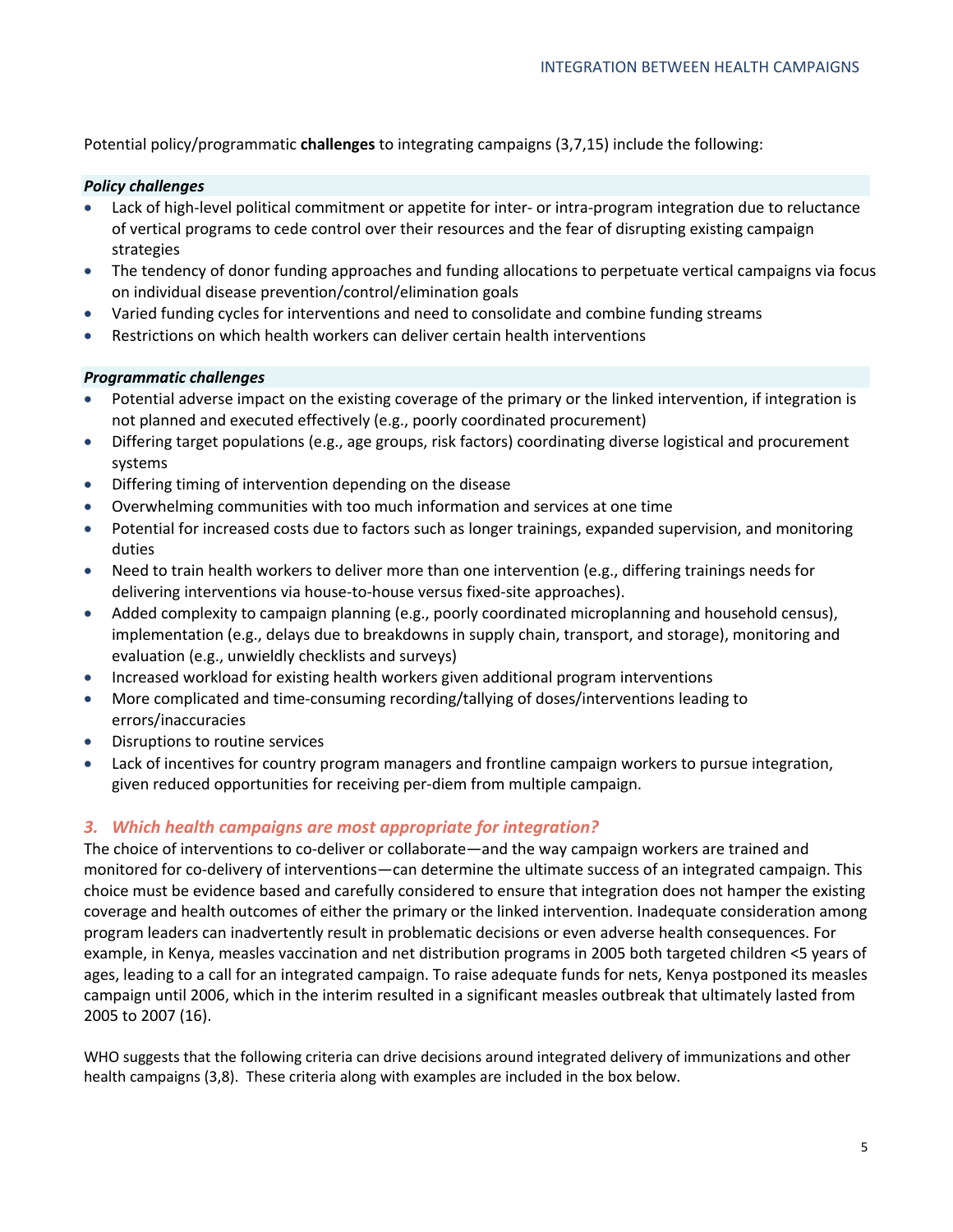Potential policy/programmatic **challenges** to integrating campaigns (3,7,15) include the following:

***Policy challenges***

- Lack of high-level political commitment or appetite for inter- or intra-program integration due to reluctance of vertical programs to cede control over their resources and the fear of disrupting existing campaign strategies
- The tendency of donor funding approaches and funding allocations to perpetuate vertical campaigns via focus on individual disease prevention/control/elimination goals
- Varied funding cycles for interventions and need to consolidate and combine funding streams
- Restrictions on which health workers can deliver certain health interventions

***Programmatic challenges***

- Potential adverse impact on the existing coverage of the primary or the linked intervention, if integration is not planned and executed effectively (e.g., poorly coordinated procurement)
- Differing target populations (e.g., age groups, risk factors) coordinating diverse logistical and procurement systems
- Differing timing of intervention depending on the disease
- Overwhelming communities with too much information and services at one time
- Potential for increased costs due to factors such as longer trainings, expanded supervision, and monitoring duties
- Need to train health workers to deliver more than one intervention (e.g., differing trainings needs for delivering interventions via house-to-house versus fixed-site approaches).
- Added complexity to campaign planning (e.g., poorly coordinated microplanning and household census), implementation (e.g., delays due to breakdowns in supply chain, transport, and storage), monitoring and evaluation (e.g., unwieldy checklists and surveys)
- Increased workload for existing health workers given additional program interventions
- More complicated and time-consuming recording/tallying of doses/interventions leading to errors/inaccuracies
- Disruptions to routine services
- Lack of incentives for country program managers and frontline campaign workers to pursue integration, given reduced opportunities for receiving per-diem from multiple campaign.

## *3. Which health campaigns are most appropriate for integration?*

The choice of interventions to co-deliver or collaborate—and the way campaign workers are trained and monitored for co-delivery of interventions—can determine the ultimate success of an integrated campaign. This choice must be evidence based and carefully considered to ensure that integration does not hamper the existing coverage and health outcomes of either the primary or the linked intervention. Inadequate consideration among program leaders can inadvertently result in problematic decisions or even adverse health consequences. For example, in Kenya, measles vaccination and net distribution programs in 2005 both targeted children <5 years of ages, leading to a call for an integrated campaign. To raise adequate funds for nets, Kenya postponed its measles campaign until 2006, which in the interim resulted in a significant measles outbreak that ultimately lasted from 2005 to 2007 (16).

WHO suggests that the following criteria can drive decisions around integrated delivery of immunizations and other health campaigns (3,8). These criteria along with examples are included in the box below.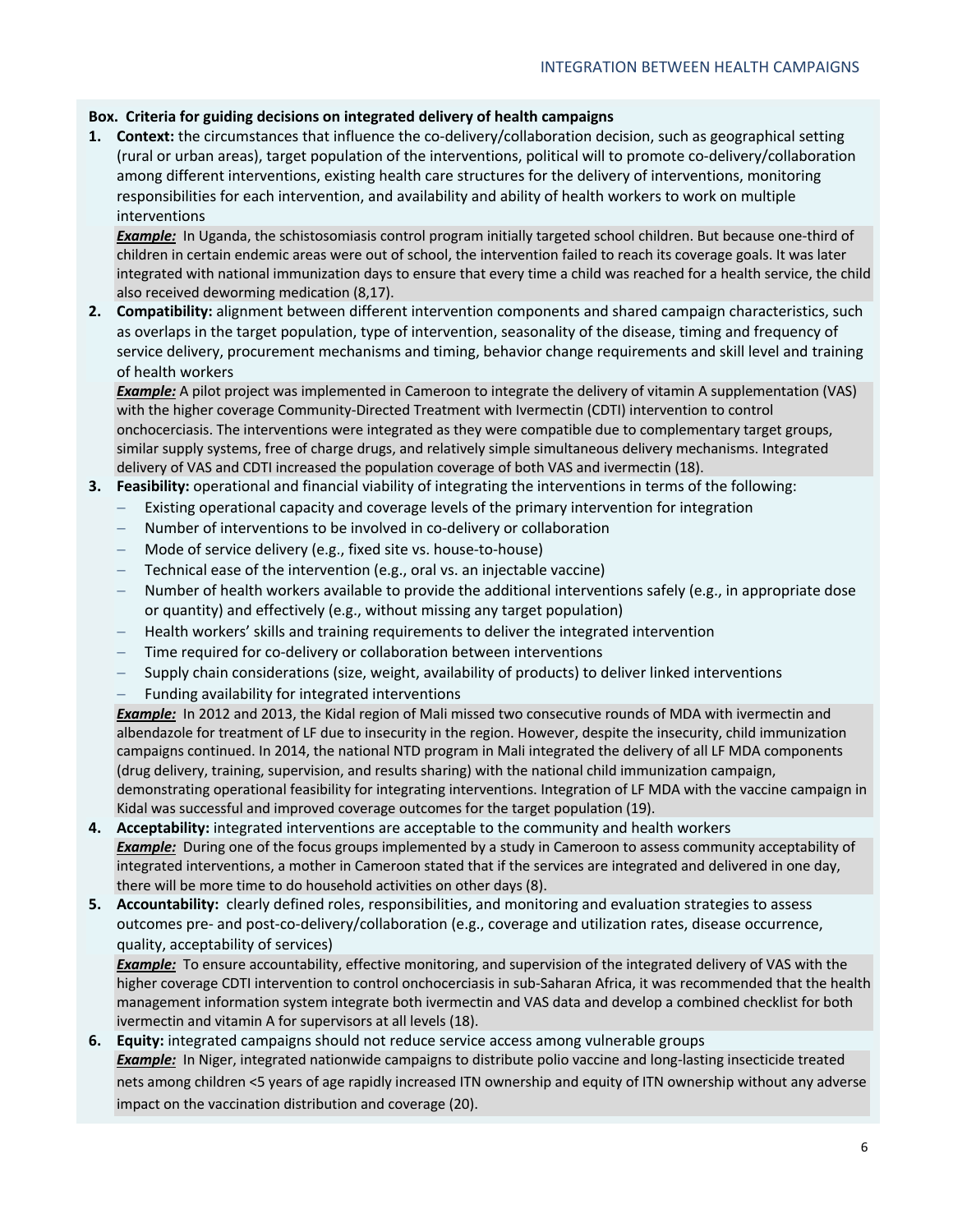**Box. Criteria for guiding decisions on integrated delivery of health campaigns**

1. **Context:** the circumstances that influence the co-delivery/collaboration decision, such as geographical setting (rural or urban areas), target population of the interventions, political will to promote co-delivery/collaboration among different interventions, existing health care structures for the delivery of interventions, monitoring responsibilities for each intervention, and availability and ability of health workers to work on multiple interventions

   ***Example:*** In Uganda, the schistosomiasis control program initially targeted school children. But because one-third of children in certain endemic areas were out of school, the intervention failed to reach its coverage goals. It was later integrated with national immunization days to ensure that every time a child was reached for a health service, the child also received deworming medication (8,17).

2. **Compatibility:** alignment between different intervention components and shared campaign characteristics, such as overlaps in the target population, type of intervention, seasonality of the disease, timing and frequency of service delivery, procurement mechanisms and timing, behavior change requirements and skill level and training of health workers

   ***Example:*** A pilot project was implemented in Cameroon to integrate the delivery of vitamin A supplementation (VAS) with the higher coverage Community-Directed Treatment with Ivermectin (CDTI) intervention to control onchocerciasis. The interventions were integrated as they were compatible due to complementary target groups, similar supply systems, free of charge drugs, and relatively simple simultaneous delivery mechanisms. Integrated delivery of VAS and CDTI increased the population coverage of both VAS and ivermectin (18).

3. **Feasibility:** operational and financial viability of integrating the interventions in terms of the following:
   - Existing operational capacity and coverage levels of the primary intervention for integration
   - Number of interventions to be involved in co-delivery or collaboration
   - Mode of service delivery (e.g., fixed site vs. house-to-house)
   - Technical ease of the intervention (e.g., oral vs. an injectable vaccine)
   - Number of health workers available to provide the additional interventions safely (e.g., in appropriate dose or quantity) and effectively (e.g., without missing any target population)
   - Health workers' skills and training requirements to deliver the integrated intervention
   - Time required for co-delivery or collaboration between interventions
   - Supply chain considerations (size, weight, availability of products) to deliver linked interventions
   - Funding availability for integrated interventions

   ***Example:*** In 2012 and 2013, the Kidal region of Mali missed two consecutive rounds of MDA with ivermectin and albendazole for treatment of LF due to insecurity in the region. However, despite the insecurity, child immunization campaigns continued. In 2014, the national NTD program in Mali integrated the delivery of all LF MDA components (drug delivery, training, supervision, and results sharing) with the national child immunization campaign, demonstrating operational feasibility for integrating interventions. Integration of LF MDA with the vaccine campaign in Kidal was successful and improved coverage outcomes for the target population (19).

4. **Acceptability:** integrated interventions are acceptable to the community and health workers

   ***Example:*** During one of the focus groups implemented by a study in Cameroon to assess community acceptability of integrated interventions, a mother in Cameroon stated that if the services are integrated and delivered in one day, there will be more time to do household activities on other days (8).

5. **Accountability:** clearly defined roles, responsibilities, and monitoring and evaluation strategies to assess outcomes pre- and post-co-delivery/collaboration (e.g., coverage and utilization rates, disease occurrence, quality, acceptability of services)

   ***Example:*** To ensure accountability, effective monitoring, and supervision of the integrated delivery of VAS with the higher coverage CDTI intervention to control onchocerciasis in sub-Saharan Africa, it was recommended that the health management information system integrate both ivermectin and VAS data and develop a combined checklist for both ivermectin and vitamin A for supervisors at all levels (18).

6. **Equity:** integrated campaigns should not reduce service access among vulnerable groups

   ***Example:*** In Niger, integrated nationwide campaigns to distribute polio vaccine and long-lasting insecticide treated nets among children <5 years of age rapidly increased ITN ownership and equity of ITN ownership without any adverse impact on the vaccination distribution and coverage (20).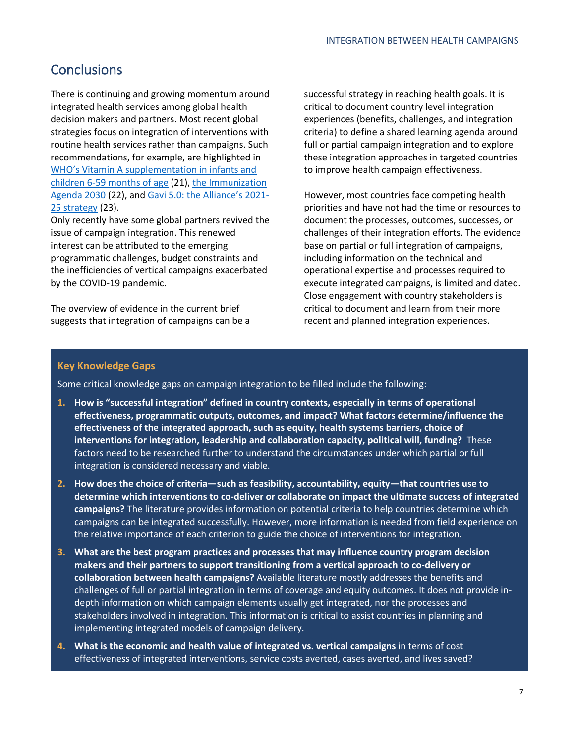## Conclusions

There is continuing and growing momentum around integrated health services among global health decision makers and partners. Most recent global strategies focus on integration of interventions with routine health services rather than campaigns. Such recommendations, for example, are highlighted in WHO's Vitamin A supplementation in infants and children 6-59 months of age (21), the Immunization Agenda 2030 (22), and Gavi 5.0: the Alliance's 2021-25 strategy (23).

Only recently have some global partners revived the issue of campaign integration. This renewed interest can be attributed to the emerging programmatic challenges, budget constraints and the inefficiencies of vertical campaigns exacerbated by the COVID-19 pandemic.

The overview of evidence in the current brief suggests that integration of campaigns can be a successful strategy in reaching health goals. It is critical to document country level integration experiences (benefits, challenges, and integration criteria) to define a shared learning agenda around full or partial campaign integration and to explore these integration approaches in targeted countries to improve health campaign effectiveness.

However, most countries face competing health priorities and have not had the time or resources to document the processes, outcomes, successes, or challenges of their integration efforts. The evidence base on partial or full integration of campaigns, including information on the technical and operational expertise and processes required to execute integrated campaigns, is limited and dated. Close engagement with country stakeholders is critical to document and learn from their more recent and planned integration experiences.

### Key Knowledge Gaps

Some critical knowledge gaps on campaign integration to be filled include the following:

1. **How is "successful integration" defined in country contexts, especially in terms of operational effectiveness, programmatic outputs, outcomes, and impact? What factors determine/influence the effectiveness of the integrated approach, such as equity, health systems barriers, choice of interventions for integration, leadership and collaboration capacity, political will, funding?** These factors need to be researched further to understand the circumstances under which partial or full integration is considered necessary and viable.
2. **How does the choice of criteria—such as feasibility, accountability, equity—that countries use to determine which interventions to co-deliver or collaborate on impact the ultimate success of integrated campaigns?** The literature provides information on potential criteria to help countries determine which campaigns can be integrated successfully. However, more information is needed from field experience on the relative importance of each criterion to guide the choice of interventions for integration.
3. **What are the best program practices and processes that may influence country program decision makers and their partners to support transitioning from a vertical approach to co-delivery or collaboration between health campaigns?** Available literature mostly addresses the benefits and challenges of full or partial integration in terms of coverage and equity outcomes. It does not provide in-depth information on which campaign elements usually get integrated, nor the processes and stakeholders involved in integration. This information is critical to assist countries in planning and implementing integrated models of campaign delivery.
4. **What is the economic and health value of integrated vs. vertical campaigns** in terms of cost effectiveness of integrated interventions, service costs averted, cases averted, and lives saved?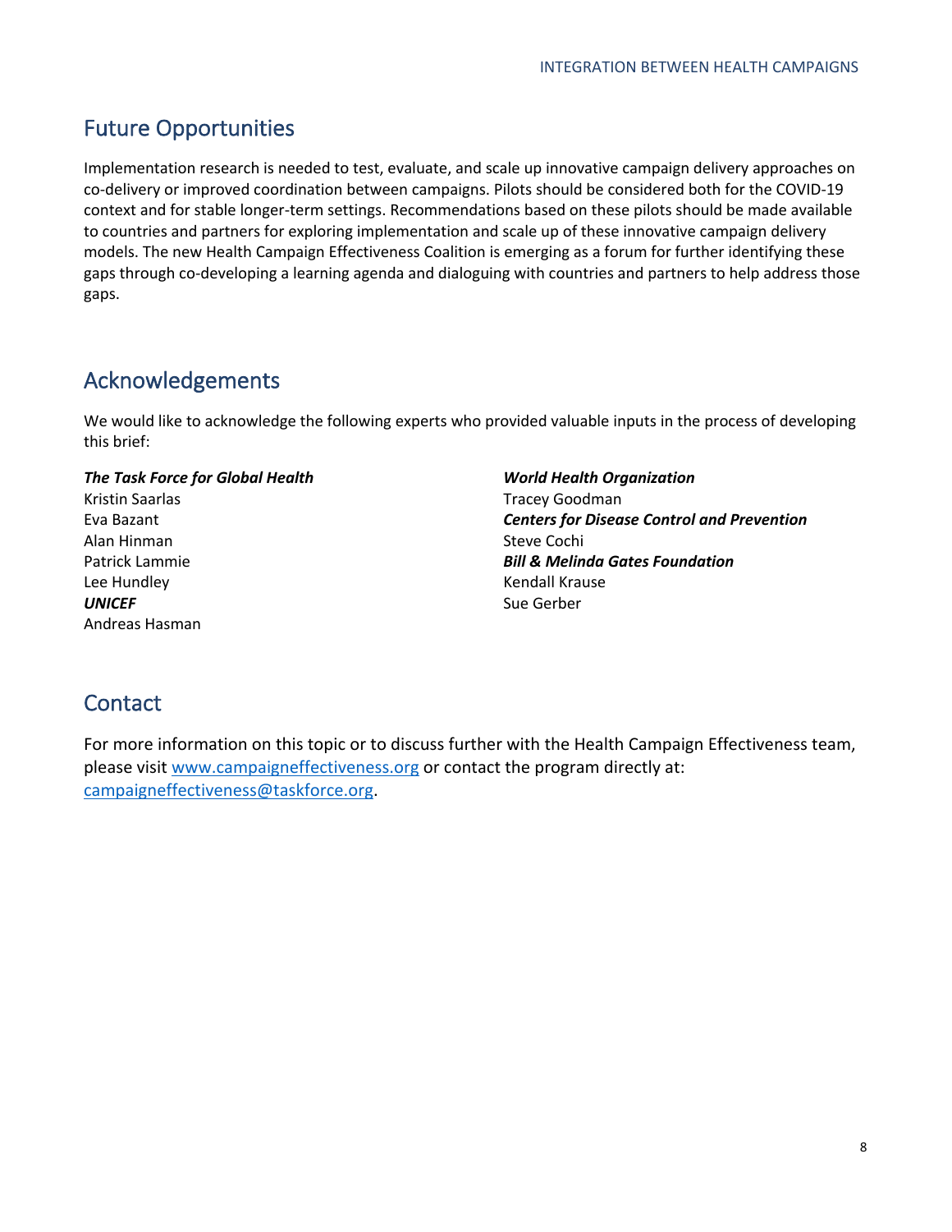## Future Opportunities

Implementation research is needed to test, evaluate, and scale up innovative campaign delivery approaches on co-delivery or improved coordination between campaigns. Pilots should be considered both for the COVID-19 context and for stable longer-term settings. Recommendations based on these pilots should be made available to countries and partners for exploring implementation and scale up of these innovative campaign delivery models. The new Health Campaign Effectiveness Coalition is emerging as a forum for further identifying these gaps through co-developing a learning agenda and dialoguing with countries and partners to help address those gaps.

## Acknowledgements

We would like to acknowledge the following experts who provided valuable inputs in the process of developing this brief:

***The Task Force for Global Health***
Kristin Saarlas
Eva Bazant
Alan Hinman
Patrick Lammie
Lee Hundley

***UNICEF***
Andreas Hasman

***World Health Organization***
Tracey Goodman

***Centers for Disease Control and Prevention***
Steve Cochi

***Bill & Melinda Gates Foundation***
Kendall Krause
Sue Gerber

## Contact

For more information on this topic or to discuss further with the Health Campaign Effectiveness team, please visit [www.campaigneffectiveness.org](http://www.campaigneffectiveness.org) or contact the program directly at: [campaigneffectiveness@taskforce.org](mailto:campaigneffectiveness@taskforce.org).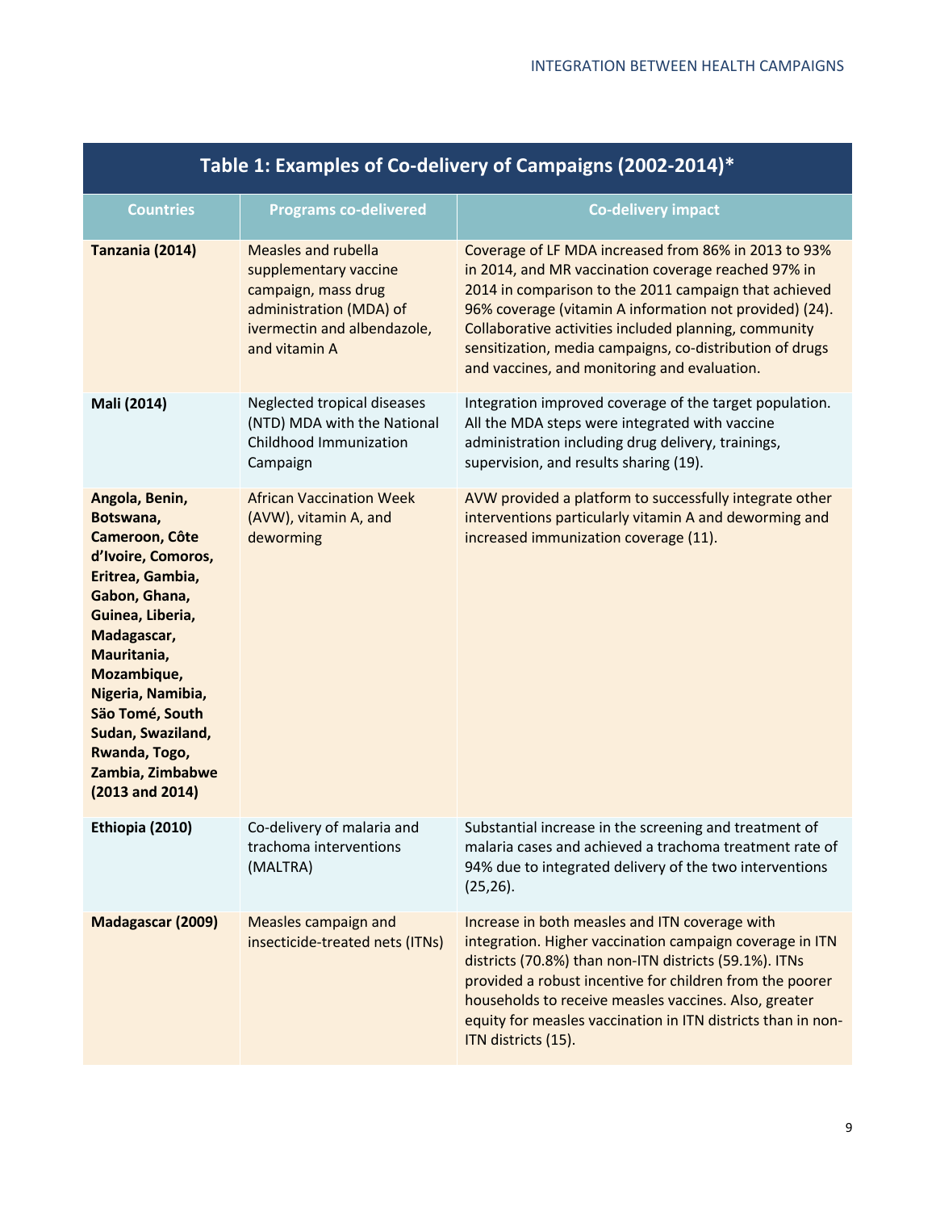| Table 1: Examples of Co-delivery of Campaigns (2002-2014)* | | |
|---|---|---|
| **Countries** | **Programs co-delivered** | **Co-delivery impact** |
| **Tanzania (2014)** | Measles and rubella supplementary vaccine campaign, mass drug administration (MDA) of ivermectin and albendazole, and vitamin A | Coverage of LF MDA increased from 86% in 2013 to 93% in 2014, and MR vaccination coverage reached 97% in 2014 in comparison to the 2011 campaign that achieved 96% coverage (vitamin A information not provided) (24). Collaborative activities included planning, community sensitization, media campaigns, co-distribution of drugs and vaccines, and monitoring and evaluation. |
| **Mali (2014)** | Neglected tropical diseases (NTD) MDA with the National Childhood Immunization Campaign | Integration improved coverage of the target population. All the MDA steps were integrated with vaccine administration including drug delivery, trainings, supervision, and results sharing (19). |
| **Angola, Benin, Botswana, Cameroon, Côte d'Ivoire, Comoros, Eritrea, Gambia, Gabon, Ghana, Guinea, Liberia, Madagascar, Mauritania, Mozambique, Nigeria, Namibia, Säo Tomé, South Sudan, Swaziland, Rwanda, Togo, Zambia, Zimbabwe (2013 and 2014)** | African Vaccination Week (AVW), vitamin A, and deworming | AVW provided a platform to successfully integrate other interventions particularly vitamin A and deworming and increased immunization coverage (11). |
| **Ethiopia (2010)** | Co-delivery of malaria and trachoma interventions (MALTRA) | Substantial increase in the screening and treatment of malaria cases and achieved a trachoma treatment rate of 94% due to integrated delivery of the two interventions (25,26). |
| **Madagascar (2009)** | Measles campaign and insecticide-treated nets (ITNs) | Increase in both measles and ITN coverage with integration. Higher vaccination campaign coverage in ITN districts (70.8%) than non-ITN districts (59.1%). ITNs provided a robust incentive for children from the poorer households to receive measles vaccines. Also, greater equity for measles vaccination in ITN districts than in non-ITN districts (15). |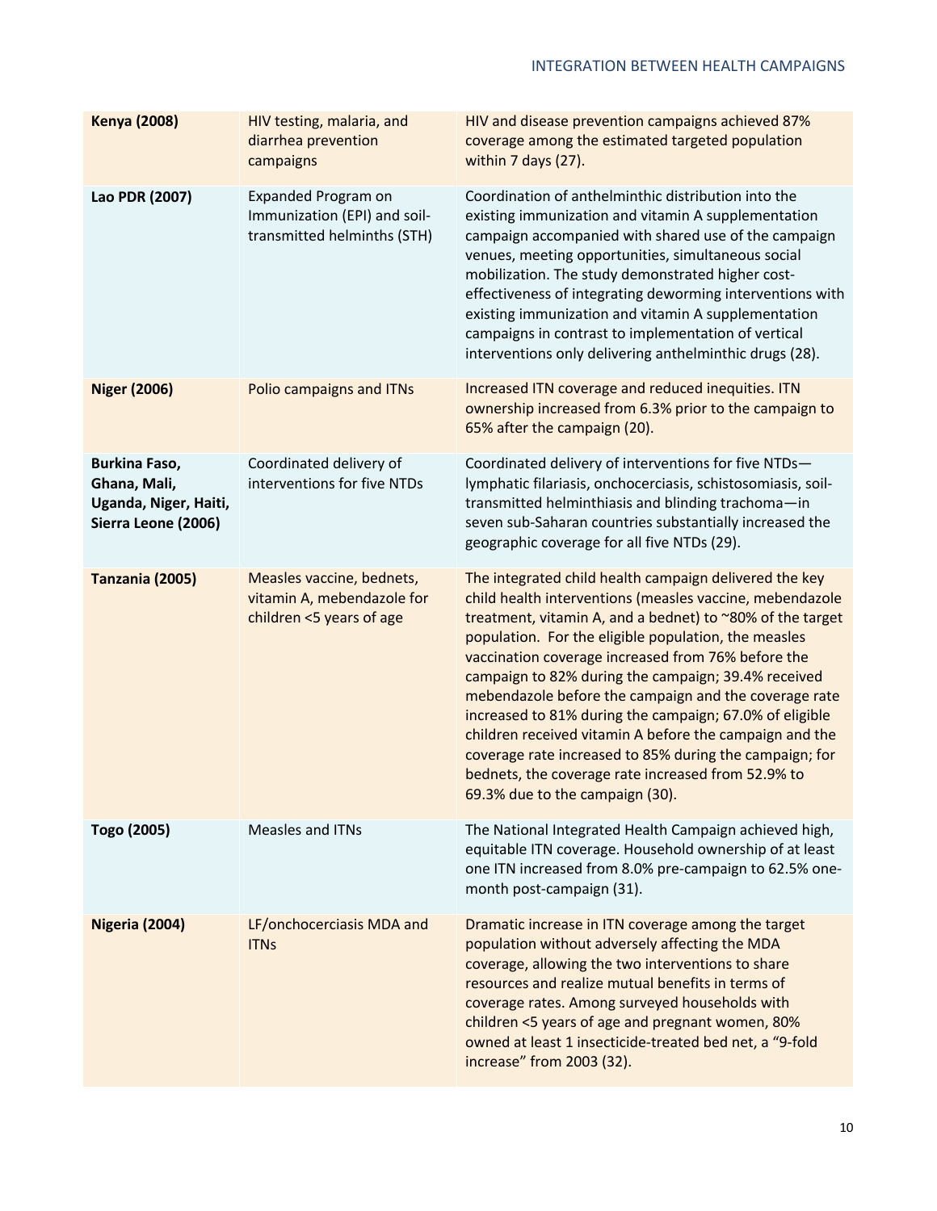| | | |
|---|---|---|
| **Kenya (2008)** | HIV testing, malaria, and diarrhea prevention campaigns | HIV and disease prevention campaigns achieved 87% coverage among the estimated targeted population within 7 days (27). |
| **Lao PDR (2007)** | Expanded Program on Immunization (EPI) and soil-transmitted helminths (STH) | Coordination of anthelminthic distribution into the existing immunization and vitamin A supplementation campaign accompanied with shared use of the campaign venues, meeting opportunities, simultaneous social mobilization. The study demonstrated higher cost-effectiveness of integrating deworming interventions with existing immunization and vitamin A supplementation campaigns in contrast to implementation of vertical interventions only delivering anthelminthic drugs (28). |
| **Niger (2006)** | Polio campaigns and ITNs | Increased ITN coverage and reduced inequities. ITN ownership increased from 6.3% prior to the campaign to 65% after the campaign (20). |
| **Burkina Faso, Ghana, Mali, Uganda, Niger, Haiti, Sierra Leone (2006)** | Coordinated delivery of interventions for five NTDs | Coordinated delivery of interventions for five NTDs—lymphatic filariasis, onchocerciasis, schistosomiasis, soil-transmitted helminthiasis and blinding trachoma—in seven sub-Saharan countries substantially increased the geographic coverage for all five NTDs (29). |
| **Tanzania (2005)** | Measles vaccine, bednets, vitamin A, mebendazole for children <5 years of age | The integrated child health campaign delivered the key child health interventions (measles vaccine, mebendazole treatment, vitamin A, and a bednet) to ~80% of the target population. For the eligible population, the measles vaccination coverage increased from 76% before the campaign to 82% during the campaign; 39.4% received mebendazole before the campaign and the coverage rate increased to 81% during the campaign; 67.0% of eligible children received vitamin A before the campaign and the coverage rate increased to 85% during the campaign; for bednets, the coverage rate increased from 52.9% to 69.3% due to the campaign (30). |
| **Togo (2005)** | Measles and ITNs | The National Integrated Health Campaign achieved high, equitable ITN coverage. Household ownership of at least one ITN increased from 8.0% pre-campaign to 62.5% one-month post-campaign (31). |
| **Nigeria (2004)** | LF/onchocerciasis MDA and ITNs | Dramatic increase in ITN coverage among the target population without adversely affecting the MDA coverage, allowing the two interventions to share resources and realize mutual benefits in terms of coverage rates. Among surveyed households with children <5 years of age and pregnant women, 80% owned at least 1 insecticide-treated bed net, a "9-fold increase" from 2003 (32). |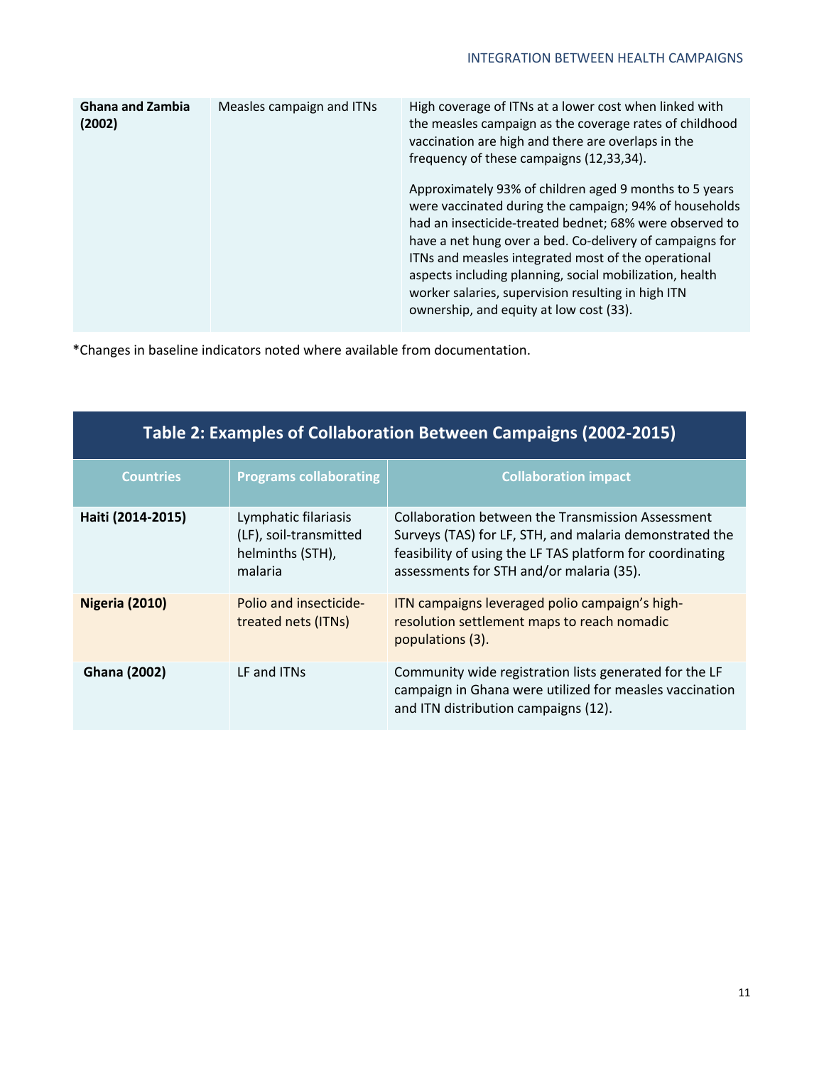| Ghana and Zambia (2002) | Measles campaign and ITNs | High coverage of ITNs at a lower cost when linked with the measles campaign as the coverage rates of childhood vaccination are high and there are overlaps in the frequency of these campaigns (12,33,34).<br><br>Approximately 93% of children aged 9 months to 5 years were vaccinated during the campaign; 94% of households had an insecticide-treated bednet; 68% were observed to have a net hung over a bed. Co-delivery of campaigns for ITNs and measles integrated most of the operational aspects including planning, social mobilization, health worker salaries, supervision resulting in high ITN ownership, and equity at low cost (33). |
|---|---|---|

*Changes in baseline indicators noted where available from documentation.

**Table 2: Examples of Collaboration Between Campaigns (2002-2015)**

| Countries | Programs collaborating | Collaboration impact |
|---|---|---|
| **Haiti (2014-2015)** | Lymphatic filariasis (LF), soil-transmitted helminths (STH), malaria | Collaboration between the Transmission Assessment Surveys (TAS) for LF, STH, and malaria demonstrated the feasibility of using the LF TAS platform for coordinating assessments for STH and/or malaria (35). |
| **Nigeria (2010)** | Polio and insecticide-treated nets (ITNs) | ITN campaigns leveraged polio campaign's high-resolution settlement maps to reach nomadic populations (3). |
| **Ghana (2002)** | LF and ITNs | Community wide registration lists generated for the LF campaign in Ghana were utilized for measles vaccination and ITN distribution campaigns (12). |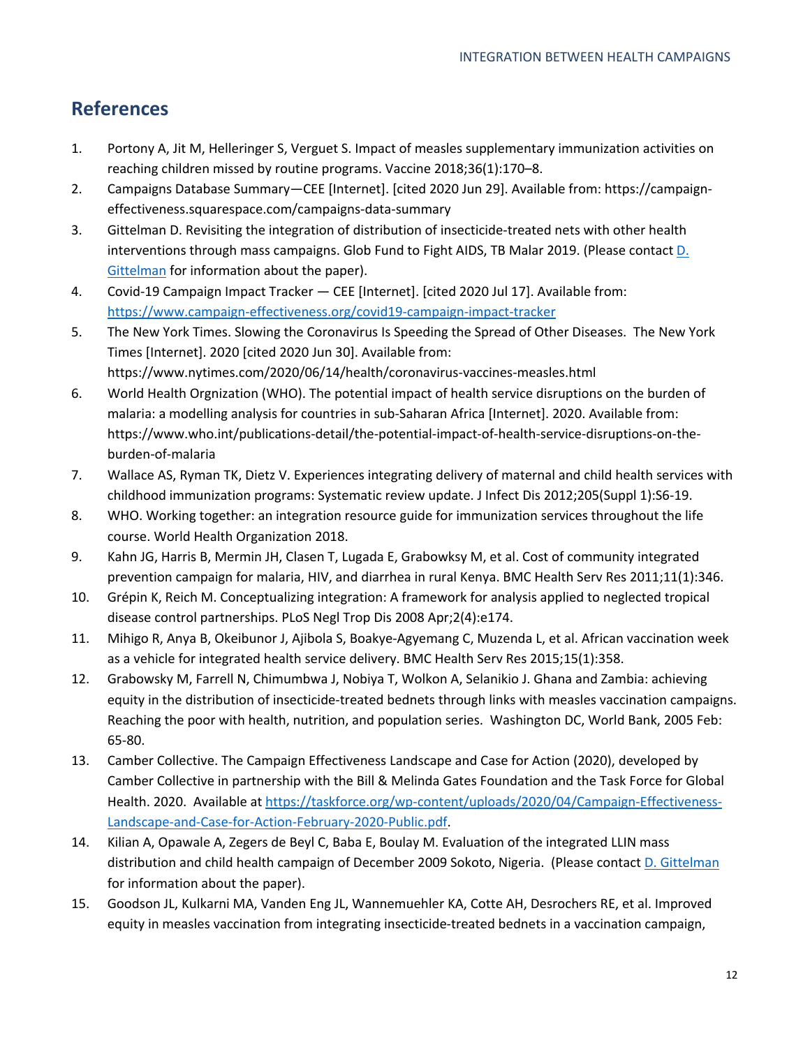## References

1. Portony A, Jit M, Helleringer S, Verguet S. Impact of measles supplementary immunization activities on reaching children missed by routine programs. Vaccine 2018;36(1):170–8.
2. Campaigns Database Summary—CEE [Internet]. [cited 2020 Jun 29]. Available from: https://campaign-effectiveness.squarespace.com/campaigns-data-summary
3. Gittelman D. Revisiting the integration of distribution of insecticide-treated nets with other health interventions through mass campaigns. Glob Fund to Fight AIDS, TB Malar 2019. (Please contact [D. Gittelman]() for information about the paper).
4. Covid-19 Campaign Impact Tracker — CEE [Internet]. [cited 2020 Jul 17]. Available from: [https://www.campaign-effectiveness.org/covid19-campaign-impact-tracker](https://www.campaign-effectiveness.org/covid19-campaign-impact-tracker)
5. The New York Times. Slowing the Coronavirus Is Speeding the Spread of Other Diseases. The New York Times [Internet]. 2020 [cited 2020 Jun 30]. Available from: https://www.nytimes.com/2020/06/14/health/coronavirus-vaccines-measles.html
6. World Health Orgnization (WHO). The potential impact of health service disruptions on the burden of malaria: a modelling analysis for countries in sub-Saharan Africa [Internet]. 2020. Available from: https://www.who.int/publications-detail/the-potential-impact-of-health-service-disruptions-on-the-burden-of-malaria
7. Wallace AS, Ryman TK, Dietz V. Experiences integrating delivery of maternal and child health services with childhood immunization programs: Systematic review update. J Infect Dis 2012;205(Suppl 1):S6-19.
8. WHO. Working together: an integration resource guide for immunization services throughout the life course. World Health Organization 2018.
9. Kahn JG, Harris B, Mermin JH, Clasen T, Lugada E, Grabowksy M, et al. Cost of community integrated prevention campaign for malaria, HIV, and diarrhea in rural Kenya. BMC Health Serv Res 2011;11(1):346.
10. Grépin K, Reich M. Conceptualizing integration: A framework for analysis applied to neglected tropical disease control partnerships. PLoS Negl Trop Dis 2008 Apr;2(4):e174.
11. Mihigo R, Anya B, Okeibunor J, Ajibola S, Boakye-Agyemang C, Muzenda L, et al. African vaccination week as a vehicle for integrated health service delivery. BMC Health Serv Res 2015;15(1):358.
12. Grabowsky M, Farrell N, Chimumbwa J, Nobiya T, Wolkon A, Selanikio J. Ghana and Zambia: achieving equity in the distribution of insecticide-treated bednets through links with measles vaccination campaigns. Reaching the poor with health, nutrition, and population series. Washington DC, World Bank, 2005 Feb: 65-80.
13. Camber Collective. The Campaign Effectiveness Landscape and Case for Action (2020), developed by Camber Collective in partnership with the Bill & Melinda Gates Foundation and the Task Force for Global Health. 2020. Available at [https://taskforce.org/wp-content/uploads/2020/04/Campaign-Effectiveness-Landscape-and-Case-for-Action-February-2020-Public.pdf](https://taskforce.org/wp-content/uploads/2020/04/Campaign-Effectiveness-Landscape-and-Case-for-Action-February-2020-Public.pdf).
14. Kilian A, Opawale A, Zegers de Beyl C, Baba E, Boulay M. Evaluation of the integrated LLIN mass distribution and child health campaign of December 2009 Sokoto, Nigeria. (Please contact [D. Gittelman]() for information about the paper).
15. Goodson JL, Kulkarni MA, Vanden Eng JL, Wannemuehler KA, Cotte AH, Desrochers RE, et al. Improved equity in measles vaccination from integrating insecticide-treated bednets in a vaccination campaign,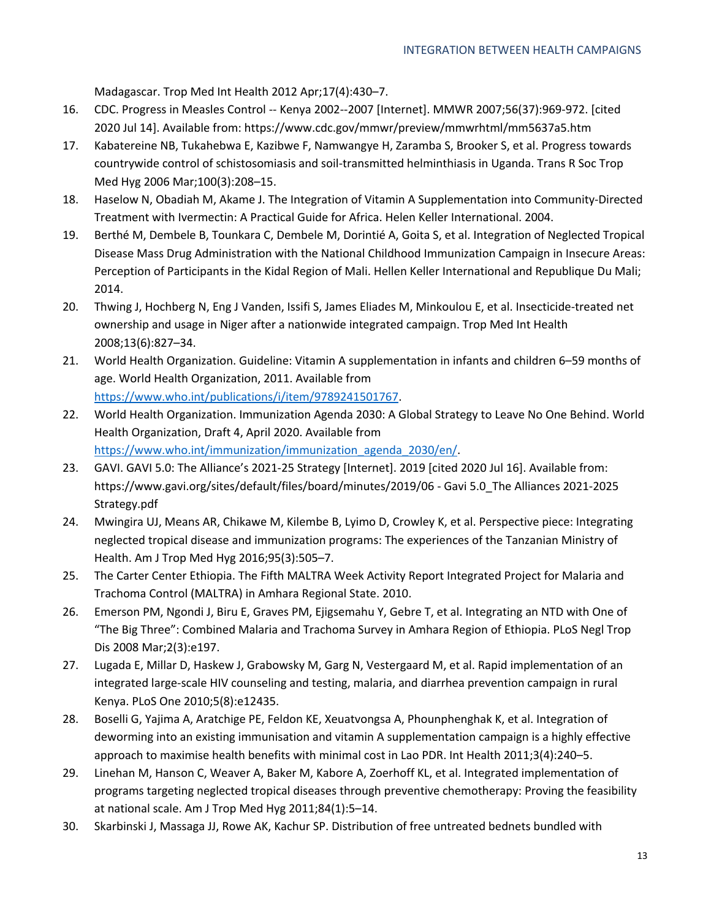Madagascar. Trop Med Int Health 2012 Apr;17(4):430–7.

16. CDC. Progress in Measles Control -- Kenya 2002--2007 [Internet]. MMWR 2007;56(37):969-972. [cited 2020 Jul 14]. Available from: https://www.cdc.gov/mmwr/preview/mmwrhtml/mm5637a5.htm
17. Kabatereine NB, Tukahebwa E, Kazibwe F, Namwangye H, Zaramba S, Brooker S, et al. Progress towards countrywide control of schistosomiasis and soil-transmitted helminthiasis in Uganda. Trans R Soc Trop Med Hyg 2006 Mar;100(3):208–15.
18. Haselow N, Obadiah M, Akame J. The Integration of Vitamin A Supplementation into Community-Directed Treatment with Ivermectin: A Practical Guide for Africa. Helen Keller International. 2004.
19. Berthé M, Dembele B, Tounkara C, Dembele M, Dorintié A, Goita S, et al. Integration of Neglected Tropical Disease Mass Drug Administration with the National Childhood Immunization Campaign in Insecure Areas: Perception of Participants in the Kidal Region of Mali. Hellen Keller International and Republique Du Mali; 2014.
20. Thwing J, Hochberg N, Eng J Vanden, Issifi S, James Eliades M, Minkoulou E, et al. Insecticide-treated net ownership and usage in Niger after a nationwide integrated campaign. Trop Med Int Health 2008;13(6):827–34.
21. World Health Organization. Guideline: Vitamin A supplementation in infants and children 6–59 months of age. World Health Organization, 2011. Available from https://www.who.int/publications/i/item/9789241501767.
22. World Health Organization. Immunization Agenda 2030: A Global Strategy to Leave No One Behind. World Health Organization, Draft 4, April 2020. Available from https://www.who.int/immunization/immunization_agenda_2030/en/.
23. GAVI. GAVI 5.0: The Alliance's 2021-25 Strategy [Internet]. 2019 [cited 2020 Jul 16]. Available from: https://www.gavi.org/sites/default/files/board/minutes/2019/06 - Gavi 5.0_The Alliances 2021-2025 Strategy.pdf
24. Mwingira UJ, Means AR, Chikawe M, Kilembe B, Lyimo D, Crowley K, et al. Perspective piece: Integrating neglected tropical disease and immunization programs: The experiences of the Tanzanian Ministry of Health. Am J Trop Med Hyg 2016;95(3):505–7.
25. The Carter Center Ethiopia. The Fifth MALTRA Week Activity Report Integrated Project for Malaria and Trachoma Control (MALTRA) in Amhara Regional State. 2010.
26. Emerson PM, Ngondi J, Biru E, Graves PM, Ejigsemahu Y, Gebre T, et al. Integrating an NTD with One of "The Big Three": Combined Malaria and Trachoma Survey in Amhara Region of Ethiopia. PLoS Negl Trop Dis 2008 Mar;2(3):e197.
27. Lugada E, Millar D, Haskew J, Grabowsky M, Garg N, Vestergaard M, et al. Rapid implementation of an integrated large-scale HIV counseling and testing, malaria, and diarrhea prevention campaign in rural Kenya. PLoS One 2010;5(8):e12435.
28. Boselli G, Yajima A, Aratchige PE, Feldon KE, Xeuatvongsa A, Phounphenghak K, et al. Integration of deworming into an existing immunisation and vitamin A supplementation campaign is a highly effective approach to maximise health benefits with minimal cost in Lao PDR. Int Health 2011;3(4):240–5.
29. Linehan M, Hanson C, Weaver A, Baker M, Kabore A, Zoerhoff KL, et al. Integrated implementation of programs targeting neglected tropical diseases through preventive chemotherapy: Proving the feasibility at national scale. Am J Trop Med Hyg 2011;84(1):5–14.
30. Skarbinski J, Massaga JJ, Rowe AK, Kachur SP. Distribution of free untreated bednets bundled with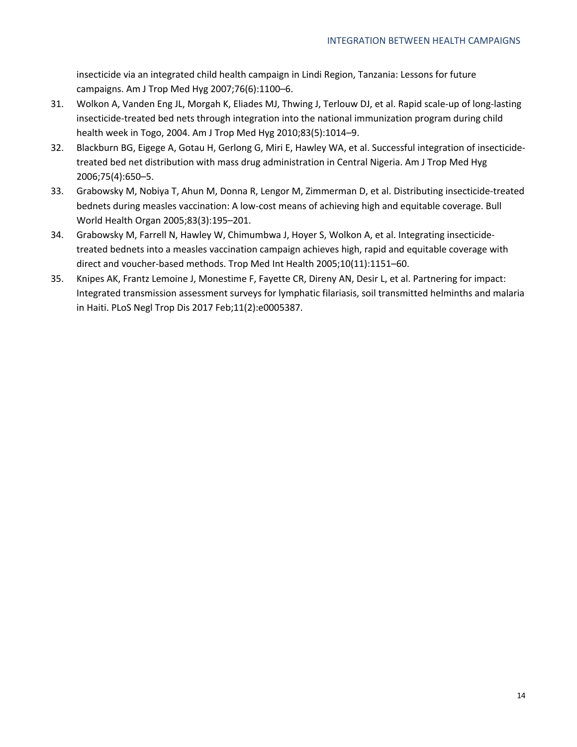insecticide via an integrated child health campaign in Lindi Region, Tanzania: Lessons for future campaigns. Am J Trop Med Hyg 2007;76(6):1100–6.

31. Wolkon A, Vanden Eng JL, Morgah K, Eliades MJ, Thwing J, Terlouw DJ, et al. Rapid scale-up of long-lasting insecticide-treated bed nets through integration into the national immunization program during child health week in Togo, 2004. Am J Trop Med Hyg 2010;83(5):1014–9.
32. Blackburn BG, Eigege A, Gotau H, Gerlong G, Miri E, Hawley WA, et al. Successful integration of insecticide-treated bed net distribution with mass drug administration in Central Nigeria. Am J Trop Med Hyg 2006;75(4):650–5.
33. Grabowsky M, Nobiya T, Ahun M, Donna R, Lengor M, Zimmerman D, et al. Distributing insecticide-treated bednets during measles vaccination: A low-cost means of achieving high and equitable coverage. Bull World Health Organ 2005;83(3):195–201.
34. Grabowsky M, Farrell N, Hawley W, Chimumbwa J, Hoyer S, Wolkon A, et al. Integrating insecticide-treated bednets into a measles vaccination campaign achieves high, rapid and equitable coverage with direct and voucher-based methods. Trop Med Int Health 2005;10(11):1151–60.
35. Knipes AK, Frantz Lemoine J, Monestime F, Fayette CR, Direny AN, Desir L, et al. Partnering for impact: Integrated transmission assessment surveys for lymphatic filariasis, soil transmitted helminths and malaria in Haiti. PLoS Negl Trop Dis 2017 Feb;11(2):e0005387.